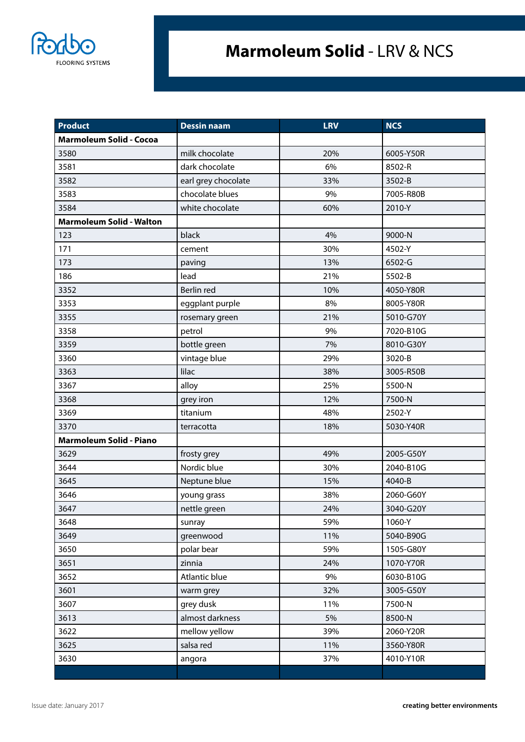forbo FLOORING SYSTEMS

# Marmoleum Solid - LRV & NCS

| Product | Dessin naam | LRV | NCS |
|---|---|---|---|
| **Marmoleum Solid - Cocoa** | | | |
| 3580 | milk chocolate | 20% | 6005-Y50R |
| 3581 | dark chocolate | 6% | 8502-R |
| 3582 | earl grey chocolate | 33% | 3502-B |
| 3583 | chocolate blues | 9% | 7005-R80B |
| 3584 | white chocolate | 60% | 2010-Y |
| **Marmoleum Solid - Walton** | | | |
| 123 | black | 4% | 9000-N |
| 171 | cement | 30% | 4502-Y |
| 173 | paving | 13% | 6502-G |
| 186 | lead | 21% | 5502-B |
| 3352 | Berlin red | 10% | 4050-Y80R |
| 3353 | eggplant purple | 8% | 8005-Y80R |
| 3355 | rosemary green | 21% | 5010-G70Y |
| 3358 | petrol | 9% | 7020-B10G |
| 3359 | bottle green | 7% | 8010-G30Y |
| 3360 | vintage blue | 29% | 3020-B |
| 3363 | lilac | 38% | 3005-R50B |
| 3367 | alloy | 25% | 5500-N |
| 3368 | grey iron | 12% | 7500-N |
| 3369 | titanium | 48% | 2502-Y |
| 3370 | terracotta | 18% | 5030-Y40R |
| **Marmoleum Solid - Piano** | | | |
| 3629 | frosty grey | 49% | 2005-G50Y |
| 3644 | Nordic blue | 30% | 2040-B10G |
| 3645 | Neptune blue | 15% | 4040-B |
| 3646 | young grass | 38% | 2060-G60Y |
| 3647 | nettle green | 24% | 3040-G20Y |
| 3648 | sunray | 59% | 1060-Y |
| 3649 | greenwood | 11% | 5040-B90G |
| 3650 | polar bear | 59% | 1505-G80Y |
| 3651 | zinnia | 24% | 1070-Y70R |
| 3652 | Atlantic blue | 9% | 6030-B10G |
| 3601 | warm grey | 32% | 3005-G50Y |
| 3607 | grey dusk | 11% | 7500-N |
| 3613 | almost darkness | 5% | 8500-N |
| 3622 | mellow yellow | 39% | 2060-Y20R |
| 3625 | salsa red | 11% | 3560-Y80R |
| 3630 | angora | 37% | 4010-Y10R |

Issue date: January 2017

**creating better environments**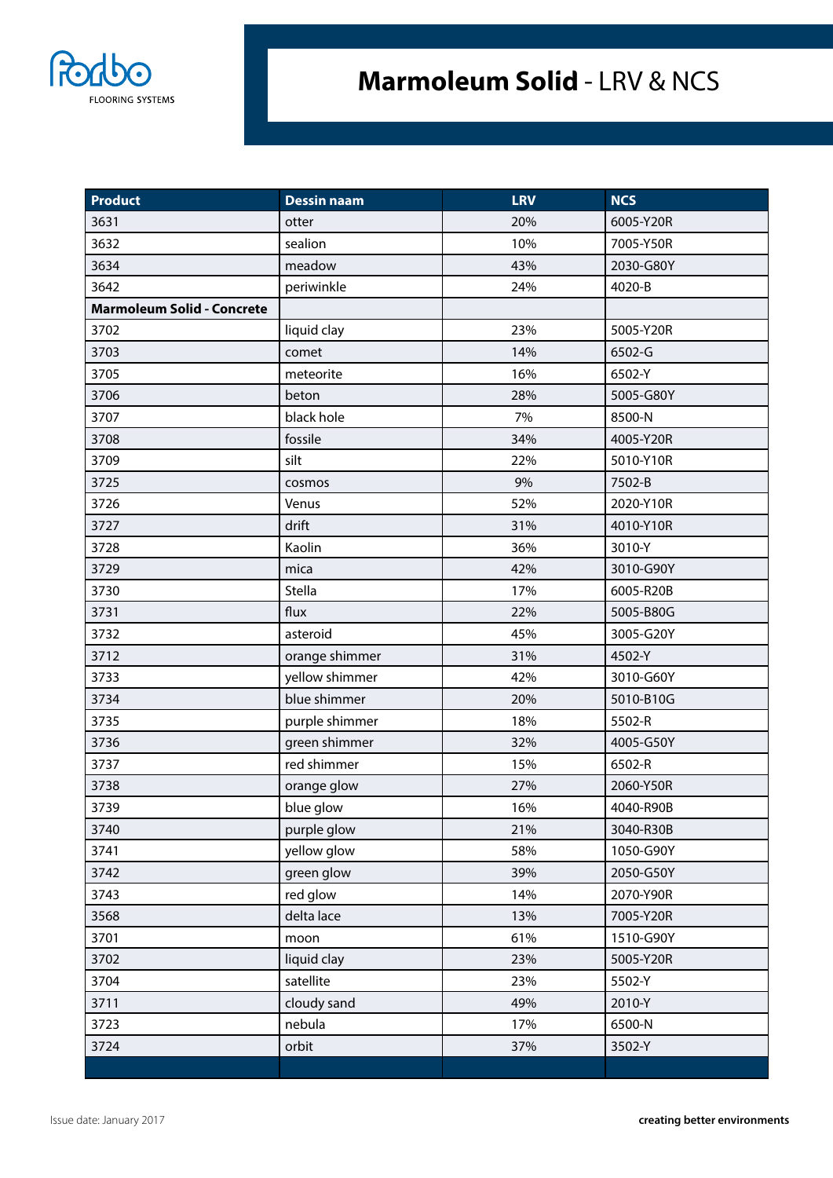# Marmoleum Solid - LRV & NCS

| Product | Dessin naam | LRV | NCS |
|---|---|---|---|
| 3631 | otter | 20% | 6005-Y20R |
| 3632 | sealion | 10% | 7005-Y50R |
| 3634 | meadow | 43% | 2030-G80Y |
| 3642 | periwinkle | 24% | 4020-B |
| **Marmoleum Solid - Concrete** | | | |
| 3702 | liquid clay | 23% | 5005-Y20R |
| 3703 | comet | 14% | 6502-G |
| 3705 | meteorite | 16% | 6502-Y |
| 3706 | beton | 28% | 5005-G80Y |
| 3707 | black hole | 7% | 8500-N |
| 3708 | fossile | 34% | 4005-Y20R |
| 3709 | silt | 22% | 5010-Y10R |
| 3725 | cosmos | 9% | 7502-B |
| 3726 | Venus | 52% | 2020-Y10R |
| 3727 | drift | 31% | 4010-Y10R |
| 3728 | Kaolin | 36% | 3010-Y |
| 3729 | mica | 42% | 3010-G90Y |
| 3730 | Stella | 17% | 6005-R20B |
| 3731 | flux | 22% | 5005-B80G |
| 3732 | asteroid | 45% | 3005-G20Y |
| 3712 | orange shimmer | 31% | 4502-Y |
| 3733 | yellow shimmer | 42% | 3010-G60Y |
| 3734 | blue shimmer | 20% | 5010-B10G |
| 3735 | purple shimmer | 18% | 5502-R |
| 3736 | green shimmer | 32% | 4005-G50Y |
| 3737 | red shimmer | 15% | 6502-R |
| 3738 | orange glow | 27% | 2060-Y50R |
| 3739 | blue glow | 16% | 4040-R90B |
| 3740 | purple glow | 21% | 3040-R30B |
| 3741 | yellow glow | 58% | 1050-G90Y |
| 3742 | green glow | 39% | 2050-G50Y |
| 3743 | red glow | 14% | 2070-Y90R |
| 3568 | delta lace | 13% | 7005-Y20R |
| 3701 | moon | 61% | 1510-G90Y |
| 3702 | liquid clay | 23% | 5005-Y20R |
| 3704 | satellite | 23% | 5502-Y |
| 3711 | cloudy sand | 49% | 2010-Y |
| 3723 | nebula | 17% | 6500-N |
| 3724 | orbit | 37% | 3502-Y |

Issue date: January 2017

**creating better environments**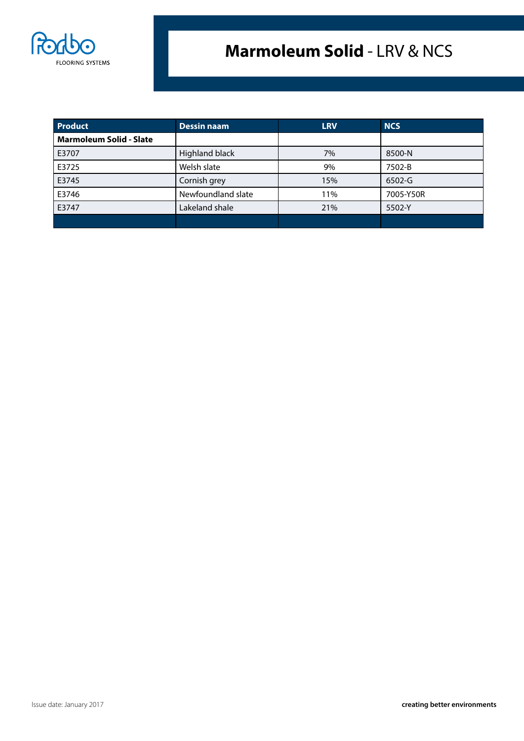# **Marmoleum Solid** - LRV & NCS

| Product | Dessin naam | LRV | NCS |
|---|---|---|---|
| **Marmoleum Solid - Slate** | | | |
| E3707 | Highland black | 7% | 8500-N |
| E3725 | Welsh slate | 9% | 7502-B |
| E3745 | Cornish grey | 15% | 6502-G |
| E3746 | Newfoundland slate | 11% | 7005-Y50R |
| E3747 | Lakeland shale | 21% | 5502-Y |
| | | | |

Issue date: January 2017

**creating better environments**